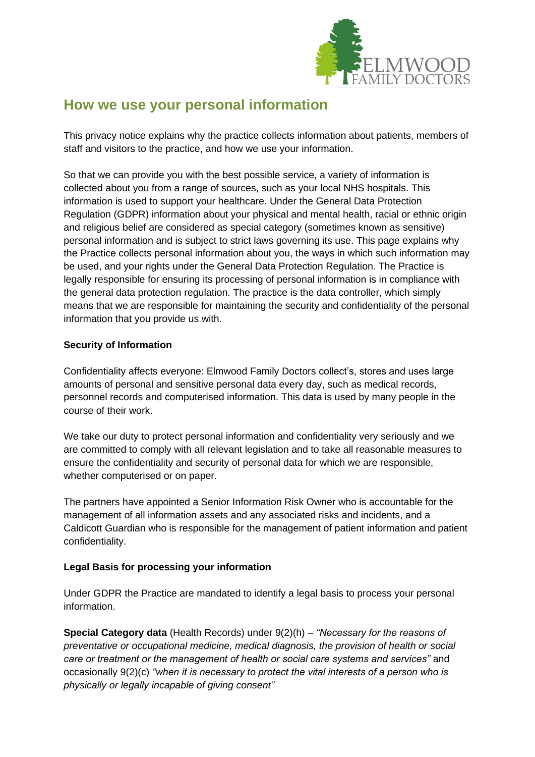# How we use your personal information

This privacy notice explains why the practice collects information about patients, members of staff and visitors to the practice, and how we use your information.

So that we can provide you with the best possible service, a variety of information is collected about you from a range of sources, such as your local NHS hospitals. This information is used to support your healthcare. Under the General Data Protection Regulation (GDPR) information about your physical and mental health, racial or ethnic origin and religious belief are considered as special category (sometimes known as sensitive) personal information and is subject to strict laws governing its use. This page explains why the Practice collects personal information about you, the ways in which such information may be used, and your rights under the General Data Protection Regulation. The Practice is legally responsible for ensuring its processing of personal information is in compliance with the general data protection regulation. The practice is the data controller, which simply means that we are responsible for maintaining the security and confidentiality of the personal information that you provide us with.

**Security of Information**

Confidentiality affects everyone: Elmwood Family Doctors collect's, stores and uses large amounts of personal and sensitive personal data every day, such as medical records, personnel records and computerised information. This data is used by many people in the course of their work.

We take our duty to protect personal information and confidentiality very seriously and we are committed to comply with all relevant legislation and to take all reasonable measures to ensure the confidentiality and security of personal data for which we are responsible, whether computerised or on paper.

The partners have appointed a Senior Information Risk Owner who is accountable for the management of all information assets and any associated risks and incidents, and a Caldicott Guardian who is responsible for the management of patient information and patient confidentiality.

**Legal Basis for processing your information**

Under GDPR the Practice are mandated to identify a legal basis to process your personal information.

**Special Category data** (Health Records) under 9(2)(h) – *"Necessary for the reasons of preventative or occupational medicine, medical diagnosis, the provision of health or social care or treatment or the management of health or social care systems and services"* and occasionally 9(2)(c) *"when it is necessary to protect the vital interests of a person who is physically or legally incapable of giving consent"*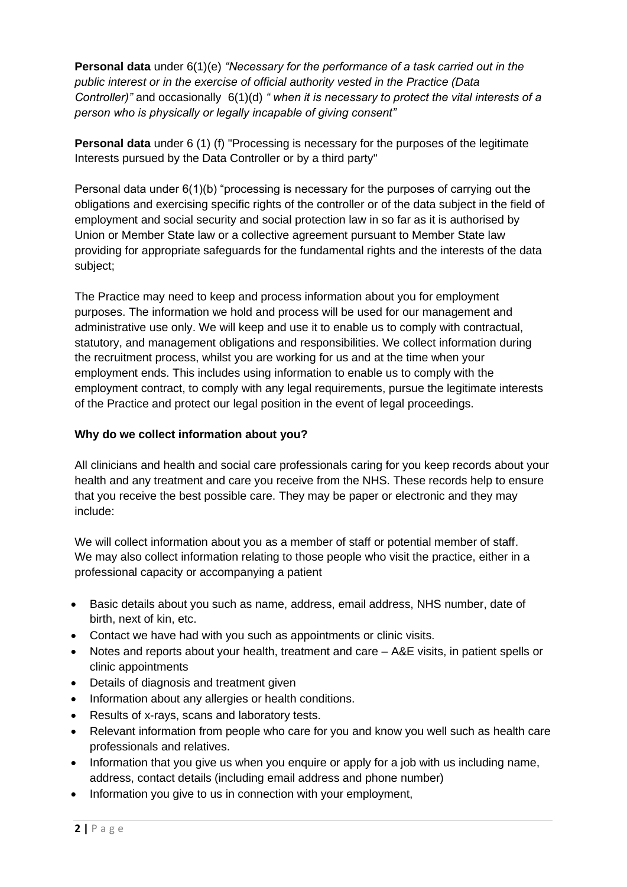**Personal data** under 6(1)(e) *"Necessary for the performance of a task carried out in the public interest or in the exercise of official authority vested in the Practice (Data Controller)"* and occasionally 6(1)(d) *" when it is necessary to protect the vital interests of a person who is physically or legally incapable of giving consent"*

**Personal data** under 6 (1) (f) "Processing is necessary for the purposes of the legitimate Interests pursued by the Data Controller or by a third party"

Personal data under 6(1)(b) "processing is necessary for the purposes of carrying out the obligations and exercising specific rights of the controller or of the data subject in the field of employment and social security and social protection law in so far as it is authorised by Union or Member State law or a collective agreement pursuant to Member State law providing for appropriate safeguards for the fundamental rights and the interests of the data subject;

The Practice may need to keep and process information about you for employment purposes. The information we hold and process will be used for our management and administrative use only. We will keep and use it to enable us to comply with contractual, statutory, and management obligations and responsibilities. We collect information during the recruitment process, whilst you are working for us and at the time when your employment ends. This includes using information to enable us to comply with the employment contract, to comply with any legal requirements, pursue the legitimate interests of the Practice and protect our legal position in the event of legal proceedings.

**Why do we collect information about you?**

All clinicians and health and social care professionals caring for you keep records about your health and any treatment and care you receive from the NHS. These records help to ensure that you receive the best possible care. They may be paper or electronic and they may include:

We will collect information about you as a member of staff or potential member of staff. We may also collect information relating to those people who visit the practice, either in a professional capacity or accompanying a patient

- Basic details about you such as name, address, email address, NHS number, date of birth, next of kin, etc.
- Contact we have had with you such as appointments or clinic visits.
- Notes and reports about your health, treatment and care – A&E visits, in patient spells or clinic appointments
- Details of diagnosis and treatment given
- Information about any allergies or health conditions.
- Results of x-rays, scans and laboratory tests.
- Relevant information from people who care for you and know you well such as health care professionals and relatives.
- Information that you give us when you enquire or apply for a job with us including name, address, contact details (including email address and phone number)
- Information you give to us in connection with your employment,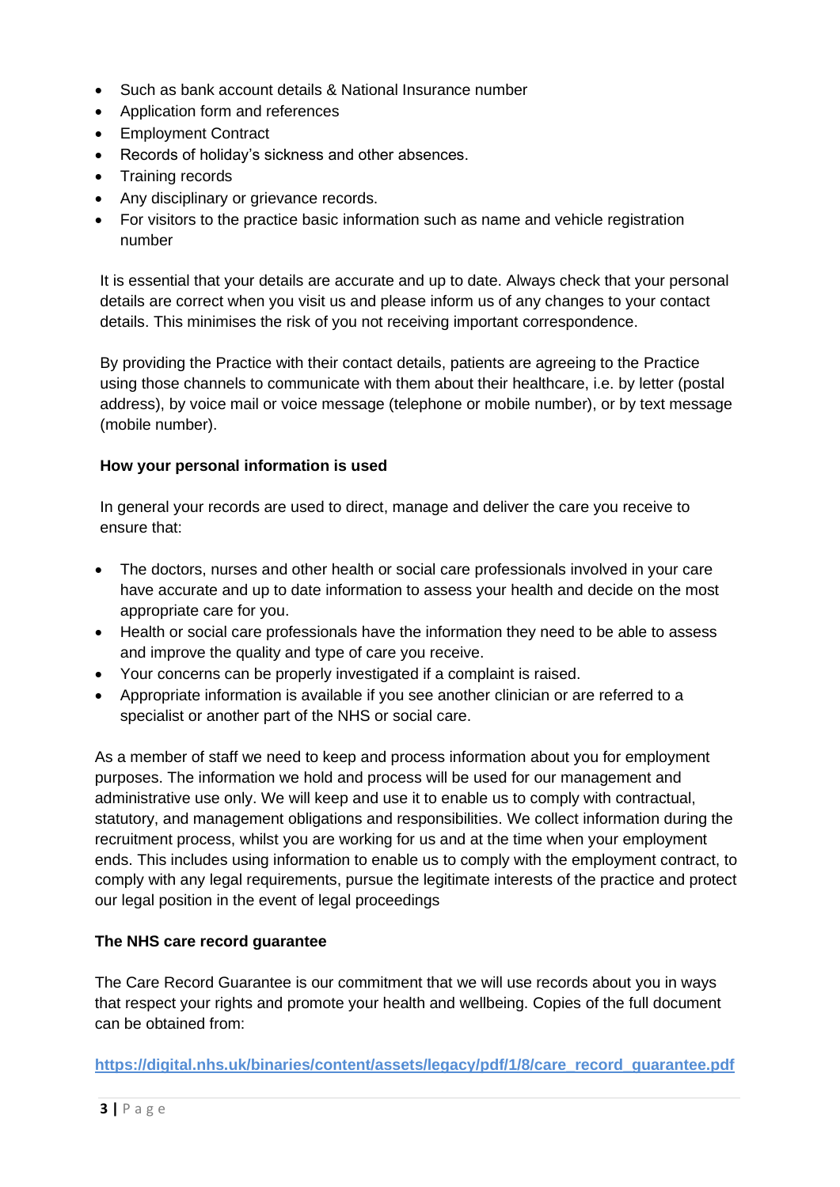- Such as bank account details & National Insurance number
- Application form and references
- Employment Contract
- Records of holiday's sickness and other absences.
- Training records
- Any disciplinary or grievance records.
- For visitors to the practice basic information such as name and vehicle registration number

It is essential that your details are accurate and up to date. Always check that your personal details are correct when you visit us and please inform us of any changes to your contact details. This minimises the risk of you not receiving important correspondence.

By providing the Practice with their contact details, patients are agreeing to the Practice using those channels to communicate with them about their healthcare, i.e. by letter (postal address), by voice mail or voice message (telephone or mobile number), or by text message (mobile number).

**How your personal information is used**

In general your records are used to direct, manage and deliver the care you receive to ensure that:

- The doctors, nurses and other health or social care professionals involved in your care have accurate and up to date information to assess your health and decide on the most appropriate care for you.
- Health or social care professionals have the information they need to be able to assess and improve the quality and type of care you receive.
- Your concerns can be properly investigated if a complaint is raised.
- Appropriate information is available if you see another clinician or are referred to a specialist or another part of the NHS or social care.

As a member of staff we need to keep and process information about you for employment purposes. The information we hold and process will be used for our management and administrative use only. We will keep and use it to enable us to comply with contractual, statutory, and management obligations and responsibilities. We collect information during the recruitment process, whilst you are working for us and at the time when your employment ends. This includes using information to enable us to comply with the employment contract, to comply with any legal requirements, pursue the legitimate interests of the practice and protect our legal position in the event of legal proceedings

**The NHS care record guarantee**

The Care Record Guarantee is our commitment that we will use records about you in ways that respect your rights and promote your health and wellbeing. Copies of the full document can be obtained from:

**https://digital.nhs.uk/binaries/content/assets/legacy/pdf/1/8/care_record_guarantee.pdf**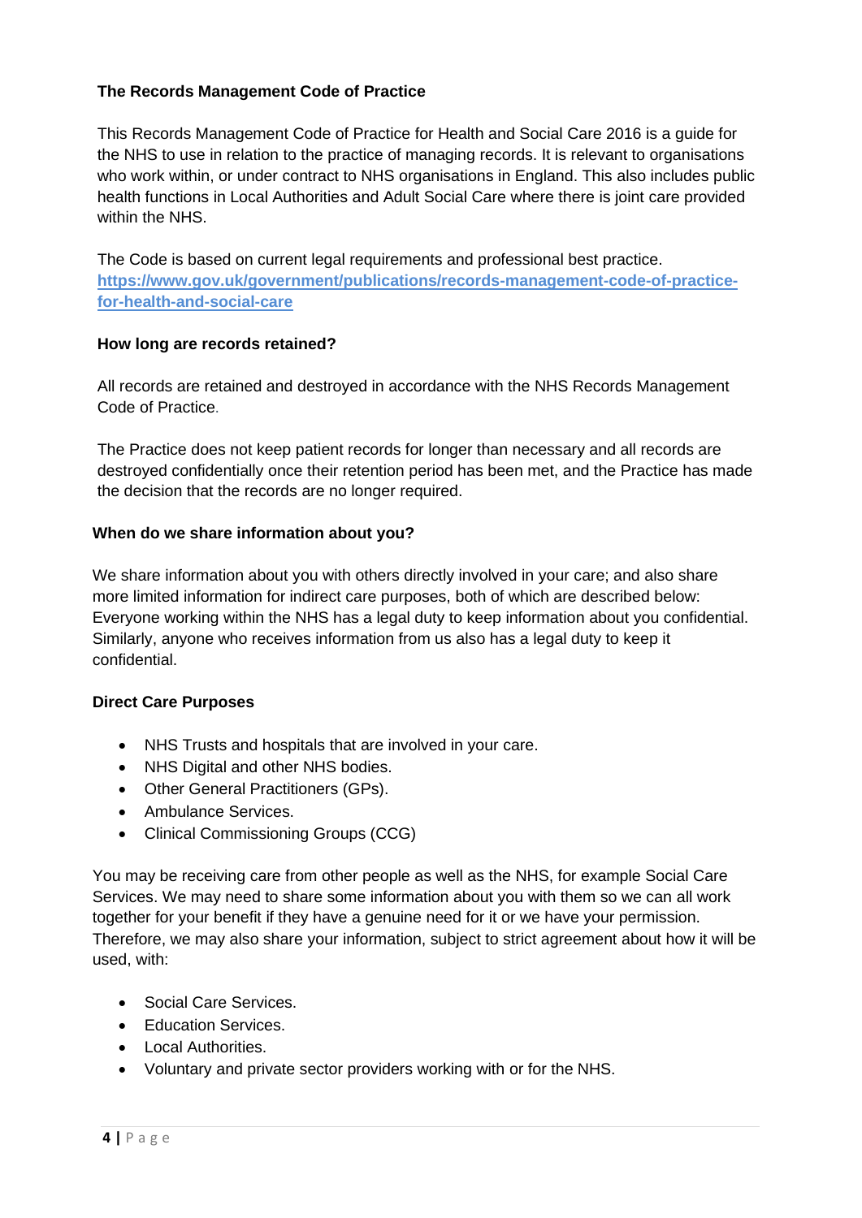**The Records Management Code of Practice**

This Records Management Code of Practice for Health and Social Care 2016 is a guide for the NHS to use in relation to the practice of managing records. It is relevant to organisations who work within, or under contract to NHS organisations in England. This also includes public health functions in Local Authorities and Adult Social Care where there is joint care provided within the NHS.

The Code is based on current legal requirements and professional best practice. **https://www.gov.uk/government/publications/records-management-code-of-practice-for-health-and-social-care**

**How long are records retained?**

All records are retained and destroyed in accordance with the NHS Records Management Code of Practice.

The Practice does not keep patient records for longer than necessary and all records are destroyed confidentially once their retention period has been met, and the Practice has made the decision that the records are no longer required.

**When do we share information about you?**

We share information about you with others directly involved in your care; and also share more limited information for indirect care purposes, both of which are described below: Everyone working within the NHS has a legal duty to keep information about you confidential. Similarly, anyone who receives information from us also has a legal duty to keep it confidential.

**Direct Care Purposes**

- NHS Trusts and hospitals that are involved in your care.
- NHS Digital and other NHS bodies.
- Other General Practitioners (GPs).
- Ambulance Services.
- Clinical Commissioning Groups (CCG)

You may be receiving care from other people as well as the NHS, for example Social Care Services. We may need to share some information about you with them so we can all work together for your benefit if they have a genuine need for it or we have your permission. Therefore, we may also share your information, subject to strict agreement about how it will be used, with:

- Social Care Services.
- Education Services.
- Local Authorities.
- Voluntary and private sector providers working with or for the NHS.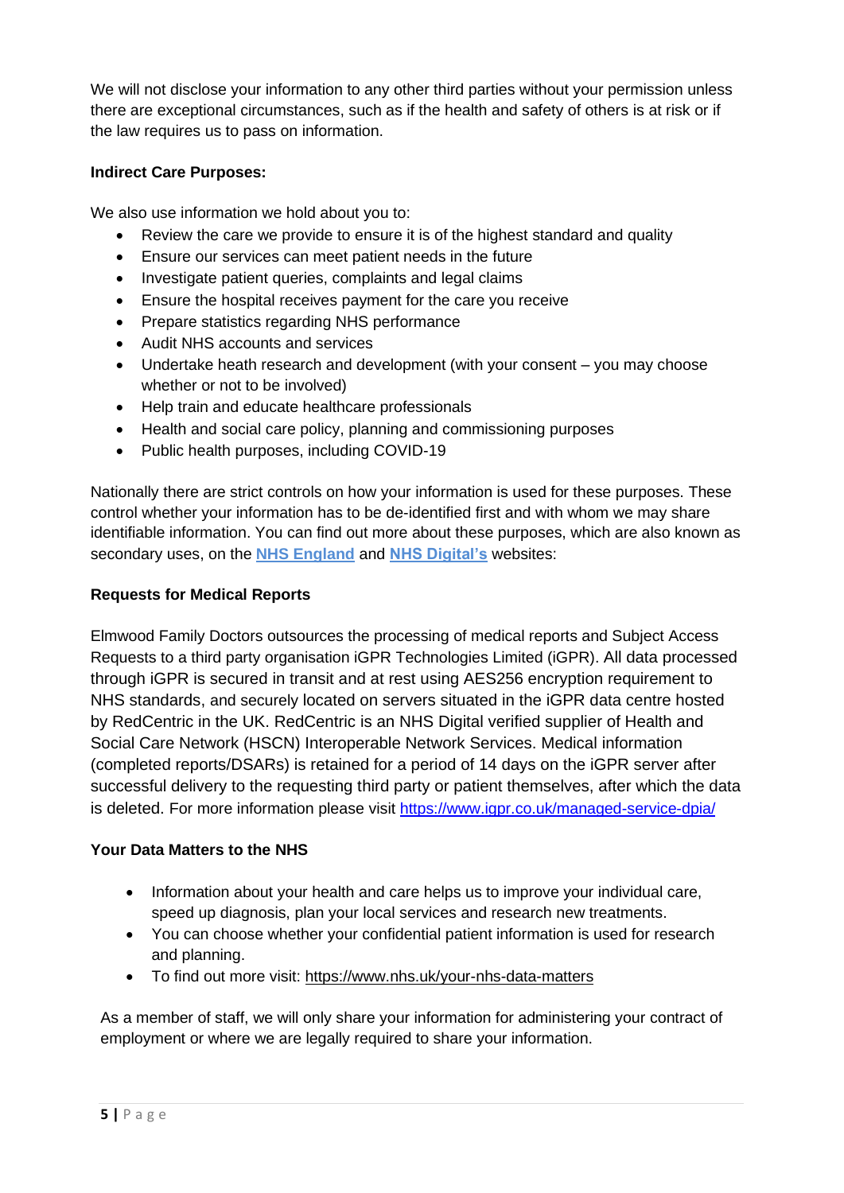We will not disclose your information to any other third parties without your permission unless there are exceptional circumstances, such as if the health and safety of others is at risk or if the law requires us to pass on information.

**Indirect Care Purposes:**

We also use information we hold about you to:

- Review the care we provide to ensure it is of the highest standard and quality
- Ensure our services can meet patient needs in the future
- Investigate patient queries, complaints and legal claims
- Ensure the hospital receives payment for the care you receive
- Prepare statistics regarding NHS performance
- Audit NHS accounts and services
- Undertake heath research and development (with your consent – you may choose whether or not to be involved)
- Help train and educate healthcare professionals
- Health and social care policy, planning and commissioning purposes
- Public health purposes, including COVID-19

Nationally there are strict controls on how your information is used for these purposes. These control whether your information has to be de-identified first and with whom we may share identifiable information. You can find out more about these purposes, which are also known as secondary uses, on the **NHS England** and **NHS Digital's** websites:

**Requests for Medical Reports**

Elmwood Family Doctors outsources the processing of medical reports and Subject Access Requests to a third party organisation iGPR Technologies Limited (iGPR). All data processed through iGPR is secured in transit and at rest using AES256 encryption requirement to NHS standards, and securely located on servers situated in the iGPR data centre hosted by RedCentric in the UK. RedCentric is an NHS Digital verified supplier of Health and Social Care Network (HSCN) Interoperable Network Services. Medical information (completed reports/DSARs) is retained for a period of 14 days on the iGPR server after successful delivery to the requesting third party or patient themselves, after which the data is deleted. For more information please visit https://www.igpr.co.uk/managed-service-dpia/

**Your Data Matters to the NHS**

- Information about your health and care helps us to improve your individual care, speed up diagnosis, plan your local services and research new treatments.
- You can choose whether your confidential patient information is used for research and planning.
- To find out more visit: https://www.nhs.uk/your-nhs-data-matters

As a member of staff, we will only share your information for administering your contract of employment or where we are legally required to share your information.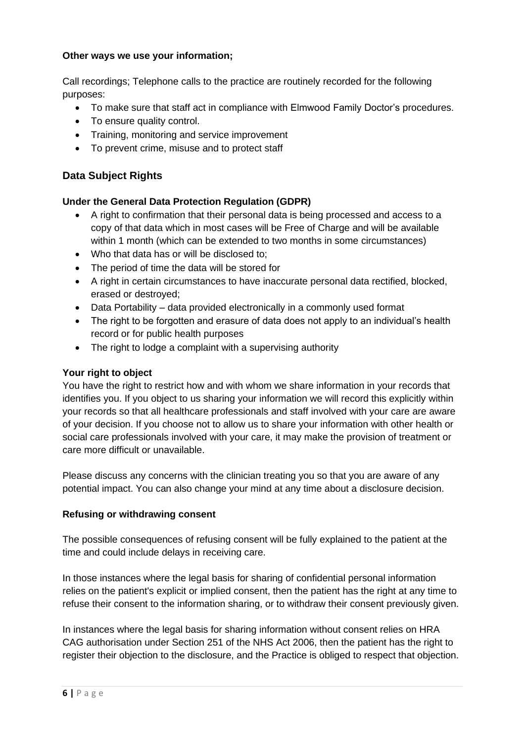**Other ways we use your information;**

Call recordings; Telephone calls to the practice are routinely recorded for the following purposes:

- To make sure that staff act in compliance with Elmwood Family Doctor's procedures.
- To ensure quality control.
- Training, monitoring and service improvement
- To prevent crime, misuse and to protect staff

## Data Subject Rights

**Under the General Data Protection Regulation (GDPR)**

- A right to confirmation that their personal data is being processed and access to a copy of that data which in most cases will be Free of Charge and will be available within 1 month (which can be extended to two months in some circumstances)
- Who that data has or will be disclosed to;
- The period of time the data will be stored for
- A right in certain circumstances to have inaccurate personal data rectified, blocked, erased or destroyed;
- Data Portability – data provided electronically in a commonly used format
- The right to be forgotten and erasure of data does not apply to an individual's health record or for public health purposes
- The right to lodge a complaint with a supervising authority

**Your right to object**

You have the right to restrict how and with whom we share information in your records that identifies you. If you object to us sharing your information we will record this explicitly within your records so that all healthcare professionals and staff involved with your care are aware of your decision. If you choose not to allow us to share your information with other health or social care professionals involved with your care, it may make the provision of treatment or care more difficult or unavailable.

Please discuss any concerns with the clinician treating you so that you are aware of any potential impact. You can also change your mind at any time about a disclosure decision.

**Refusing or withdrawing consent**

The possible consequences of refusing consent will be fully explained to the patient at the time and could include delays in receiving care.

In those instances where the legal basis for sharing of confidential personal information relies on the patient's explicit or implied consent, then the patient has the right at any time to refuse their consent to the information sharing, or to withdraw their consent previously given.

In instances where the legal basis for sharing information without consent relies on HRA CAG authorisation under Section 251 of the NHS Act 2006, then the patient has the right to register their objection to the disclosure, and the Practice is obliged to respect that objection.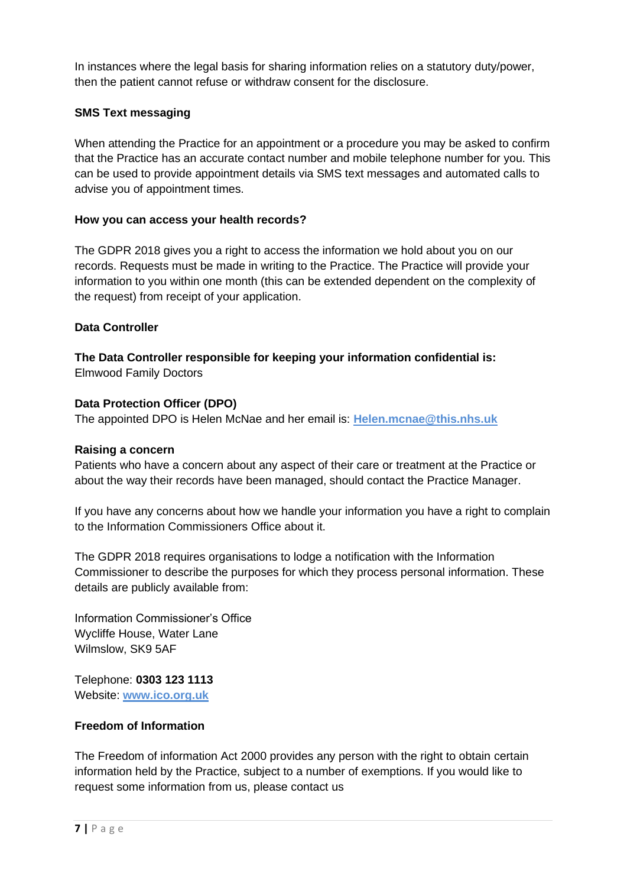In instances where the legal basis for sharing information relies on a statutory duty/power, then the patient cannot refuse or withdraw consent for the disclosure.

**SMS Text messaging**

When attending the Practice for an appointment or a procedure you may be asked to confirm that the Practice has an accurate contact number and mobile telephone number for you. This can be used to provide appointment details via SMS text messages and automated calls to advise you of appointment times.

**How you can access your health records?**

The GDPR 2018 gives you a right to access the information we hold about you on our records. Requests must be made in writing to the Practice. The Practice will provide your information to you within one month (this can be extended dependent on the complexity of the request) from receipt of your application.

**Data Controller**

**The Data Controller responsible for keeping your information confidential is:**
Elmwood Family Doctors

**Data Protection Officer (DPO)**
The appointed DPO is Helen McNae and her email is: **Helen.mcnae@this.nhs.uk**

**Raising a concern**
Patients who have a concern about any aspect of their care or treatment at the Practice or about the way their records have been managed, should contact the Practice Manager.

If you have any concerns about how we handle your information you have a right to complain to the Information Commissioners Office about it.

The GDPR 2018 requires organisations to lodge a notification with the Information Commissioner to describe the purposes for which they process personal information. These details are publicly available from:

Information Commissioner's Office
Wycliffe House, Water Lane
Wilmslow, SK9 5AF

Telephone: **0303 123 1113**
Website: **www.ico.org.uk**

**Freedom of Information**

The Freedom of information Act 2000 provides any person with the right to obtain certain information held by the Practice, subject to a number of exemptions. If you would like to request some information from us, please contact us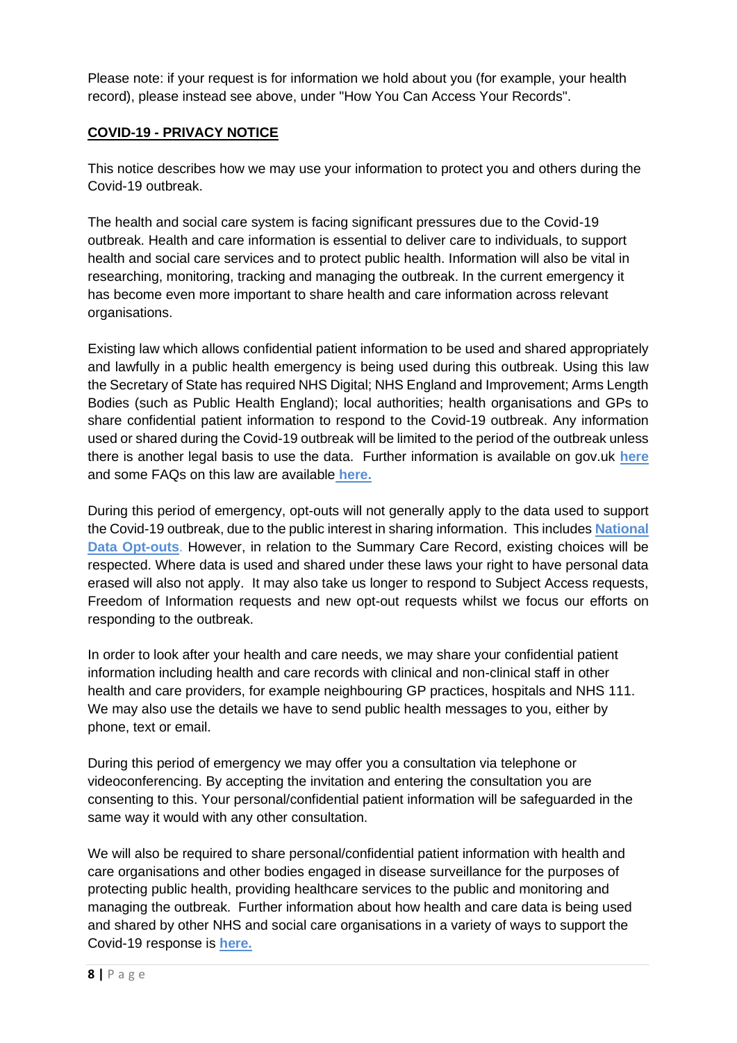Please note: if your request is for information we hold about you (for example, your health record), please instead see above, under "How You Can Access Your Records".

## **COVID-19 - PRIVACY NOTICE**

This notice describes how we may use your information to protect you and others during the Covid-19 outbreak.

The health and social care system is facing significant pressures due to the Covid-19 outbreak. Health and care information is essential to deliver care to individuals, to support health and social care services and to protect public health. Information will also be vital in researching, monitoring, tracking and managing the outbreak. In the current emergency it has become even more important to share health and care information across relevant organisations.

Existing law which allows confidential patient information to be used and shared appropriately and lawfully in a public health emergency is being used during this outbreak. Using this law the Secretary of State has required NHS Digital; NHS England and Improvement; Arms Length Bodies (such as Public Health England); local authorities; health organisations and GPs to share confidential patient information to respond to the Covid-19 outbreak. Any information used or shared during the Covid-19 outbreak will be limited to the period of the outbreak unless there is another legal basis to use the data. Further information is available on gov.uk **here** and some FAQs on this law are available **here.**

During this period of emergency, opt-outs will not generally apply to the data used to support the Covid-19 outbreak, due to the public interest in sharing information. This includes **National Data Opt-outs**. However, in relation to the Summary Care Record, existing choices will be respected. Where data is used and shared under these laws your right to have personal data erased will also not apply. It may also take us longer to respond to Subject Access requests, Freedom of Information requests and new opt-out requests whilst we focus our efforts on responding to the outbreak.

In order to look after your health and care needs, we may share your confidential patient information including health and care records with clinical and non-clinical staff in other health and care providers, for example neighbouring GP practices, hospitals and NHS 111. We may also use the details we have to send public health messages to you, either by phone, text or email.

During this period of emergency we may offer you a consultation via telephone or videoconferencing. By accepting the invitation and entering the consultation you are consenting to this. Your personal/confidential patient information will be safeguarded in the same way it would with any other consultation.

We will also be required to share personal/confidential patient information with health and care organisations and other bodies engaged in disease surveillance for the purposes of protecting public health, providing healthcare services to the public and monitoring and managing the outbreak. Further information about how health and care data is being used and shared by other NHS and social care organisations in a variety of ways to support the Covid-19 response is **here.**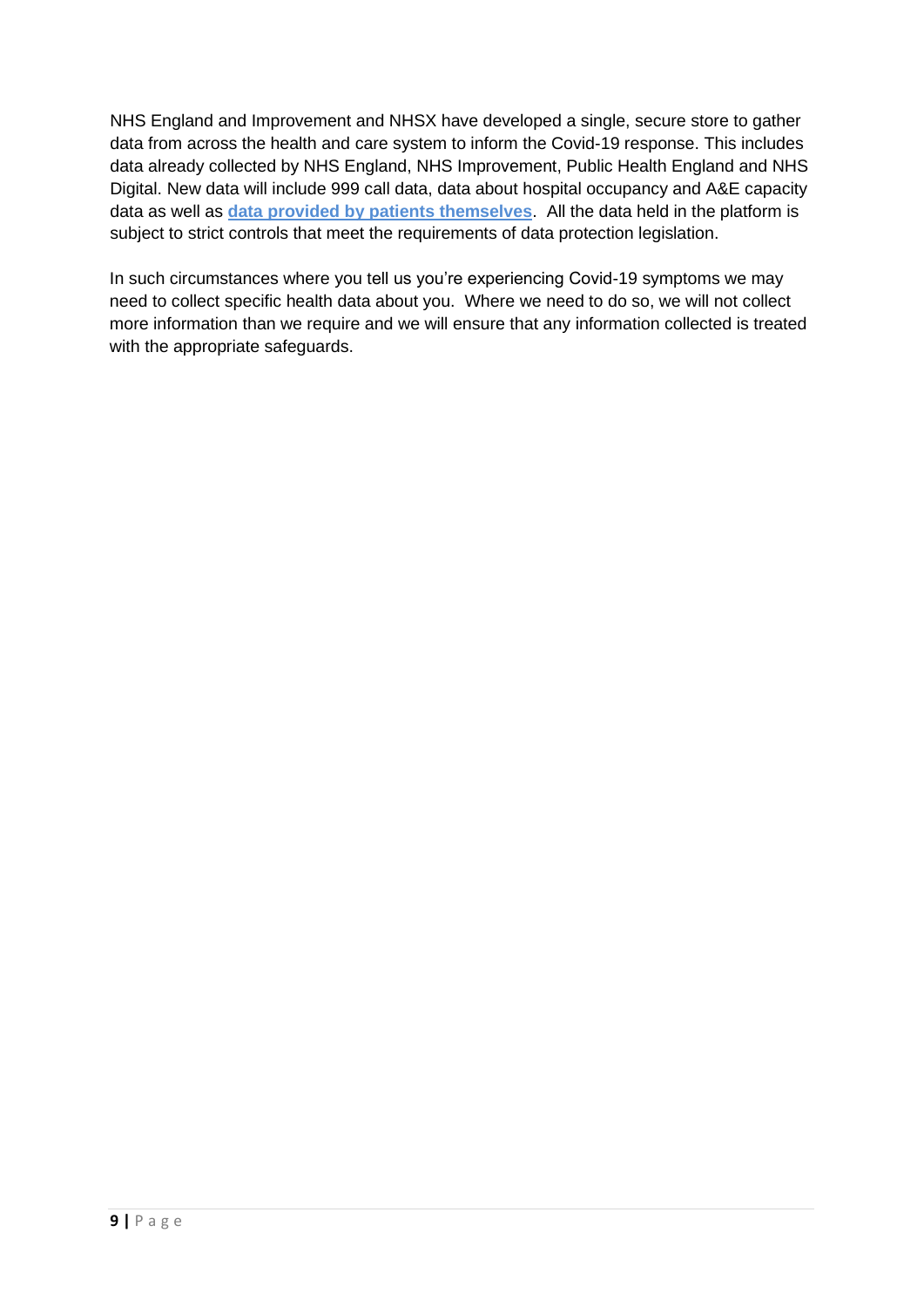NHS England and Improvement and NHSX have developed a single, secure store to gather data from across the health and care system to inform the Covid-19 response. This includes data already collected by NHS England, NHS Improvement, Public Health England and NHS Digital. New data will include 999 call data, data about hospital occupancy and A&E capacity data as well as **data provided by patients themselves**. All the data held in the platform is subject to strict controls that meet the requirements of data protection legislation.

In such circumstances where you tell us you're experiencing Covid-19 symptoms we may need to collect specific health data about you. Where we need to do so, we will not collect more information than we require and we will ensure that any information collected is treated with the appropriate safeguards.